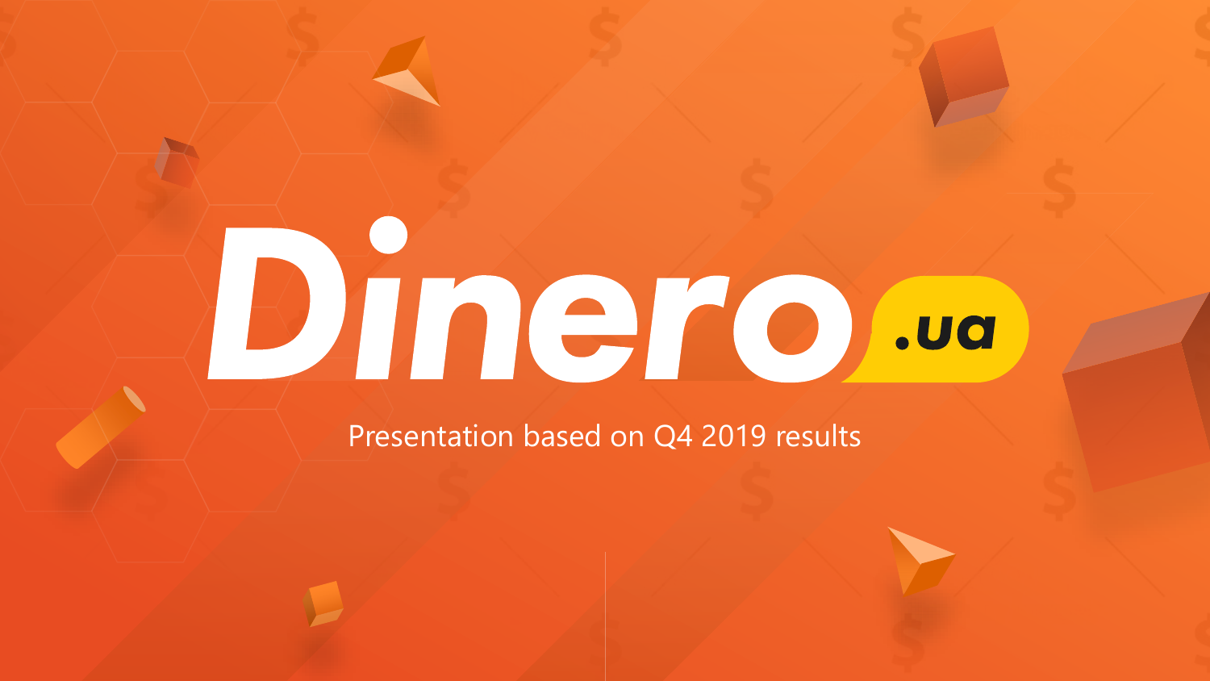# Dinero.ua

Presentation based on Q4 2019 results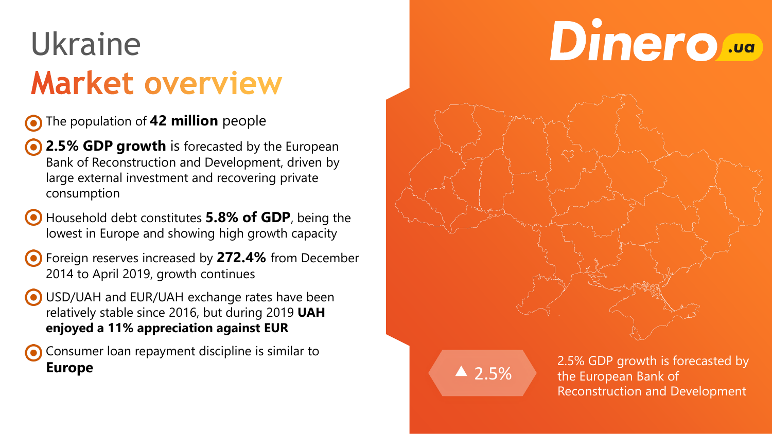# Ukraine
## Market overview

- The population of **42 million** people
- **2.5% GDP growth** is forecasted by the European Bank of Reconstruction and Development, driven by large external investment and recovering private consumption
- Household debt constitutes **5.8% of GDP**, being the lowest in Europe and showing high growth capacity
- Foreign reserves increased by **272.4%** from December 2014 to April 2019, growth continues
- USD/UAH and EUR/UAH exchange rates have been relatively stable since 2016, but during 2019 **UAH enjoyed a 11% appreciation against EUR**
- Consumer loan repayment discipline is similar to **Europe**

Dinero.ua

▲ 2.5%

2.5% GDP growth is forecasted by the European Bank of Reconstruction and Development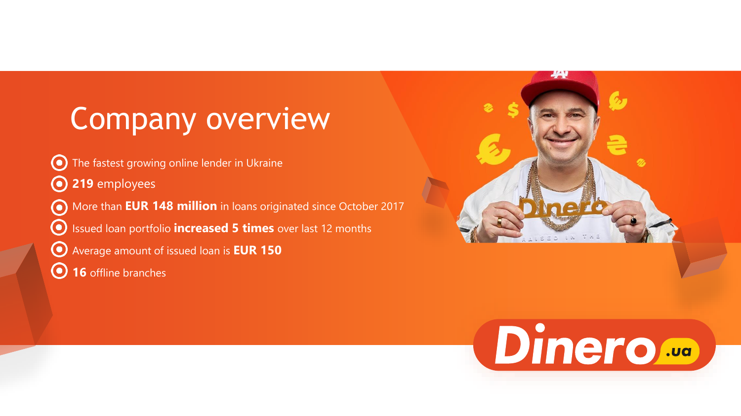# Company overview

- The fastest growing online lender in Ukraine
- **219** employees
- More than **EUR 148 million** in loans originated since October 2017
- Issued loan portfolio **increased 5 times** over last 12 months
- Average amount of issued loan is **EUR 150**
- **16** offline branches

Dinero.ua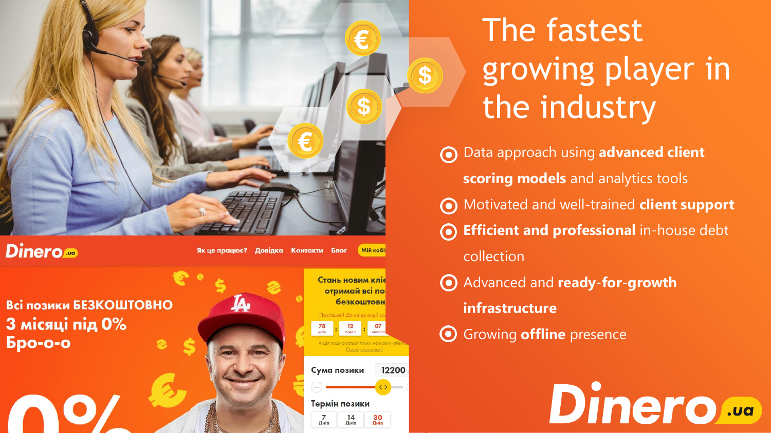# The fastest growing player in the industry

- Data approach using **advanced client scoring models** and analytics tools
- Motivated and well-trained **client support**
- **Efficient and professional** in-house debt collection
- Advanced and **ready-for-growth infrastructure**
- Growing **offline** presence

Dinero.ua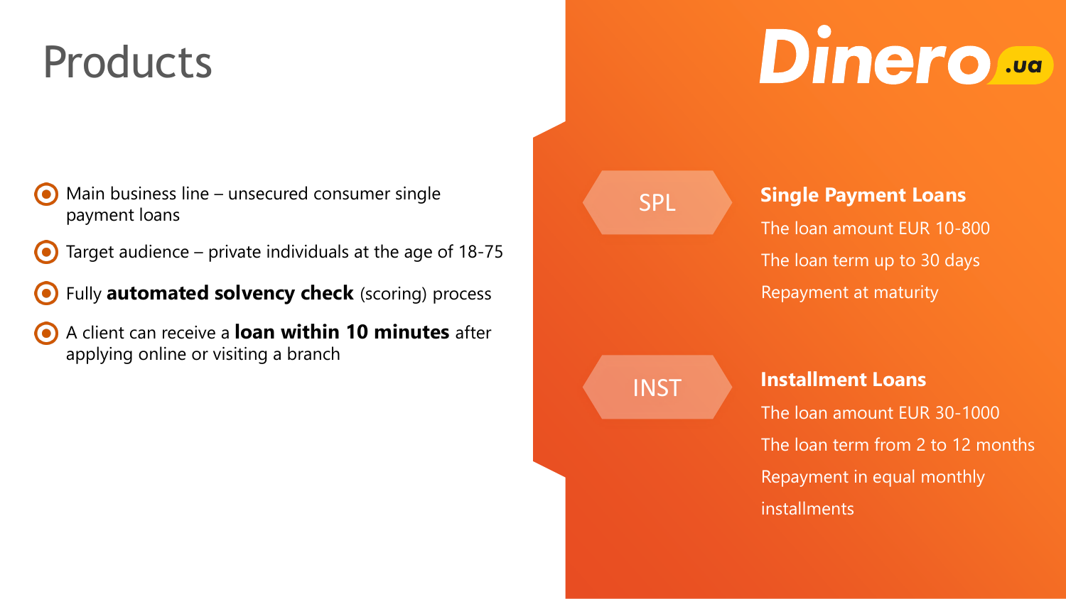# Products

Dinero.ua

- Main business line – unsecured consumer single payment loans
- Target audience – private individuals at the age of 18-75
- Fully **automated solvency check** (scoring) process
- A client can receive a **loan within 10 minutes** after applying online or visiting a branch

SPL

**Single Payment Loans**

The loan amount EUR 10-800

The loan term up to 30 days

Repayment at maturity

INST

**Installment Loans**

The loan amount EUR 30-1000

The loan term from 2 to 12 months

Repayment in equal monthly installments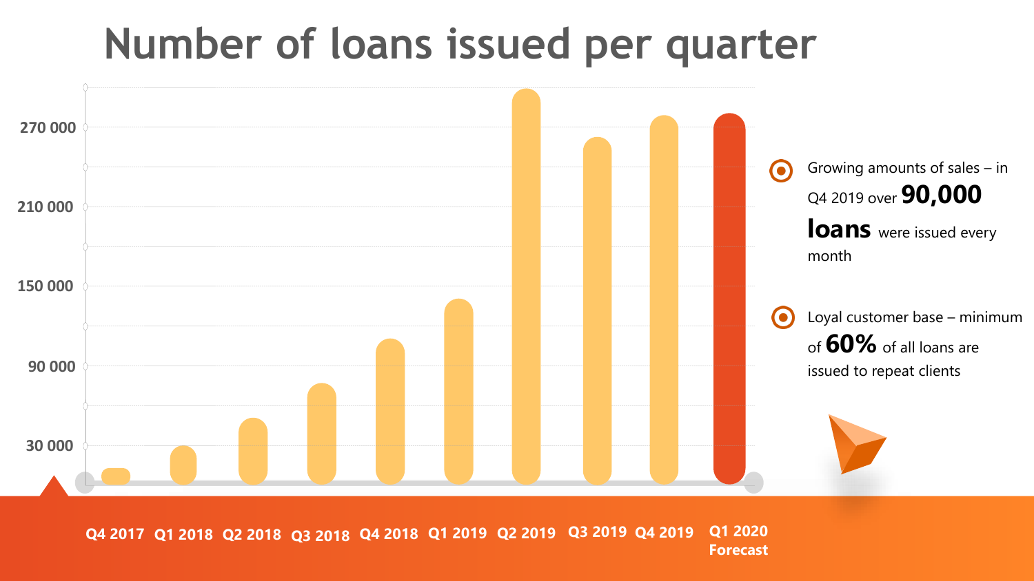# Number of loans issued per quarter

- Growing amounts of sales – in Q4 2019 over **90,000 loans** were issued every month
- Loyal customer base – minimum of **60%** of all loans are issued to repeat clients

270 000
210 000
150 000
90 000
30 000

Q4 2017 Q1 2018 Q2 2018 Q3 2018 Q4 2018 Q1 2019 Q2 2019 Q3 2019 Q4 2019 Q1 2020 Forecast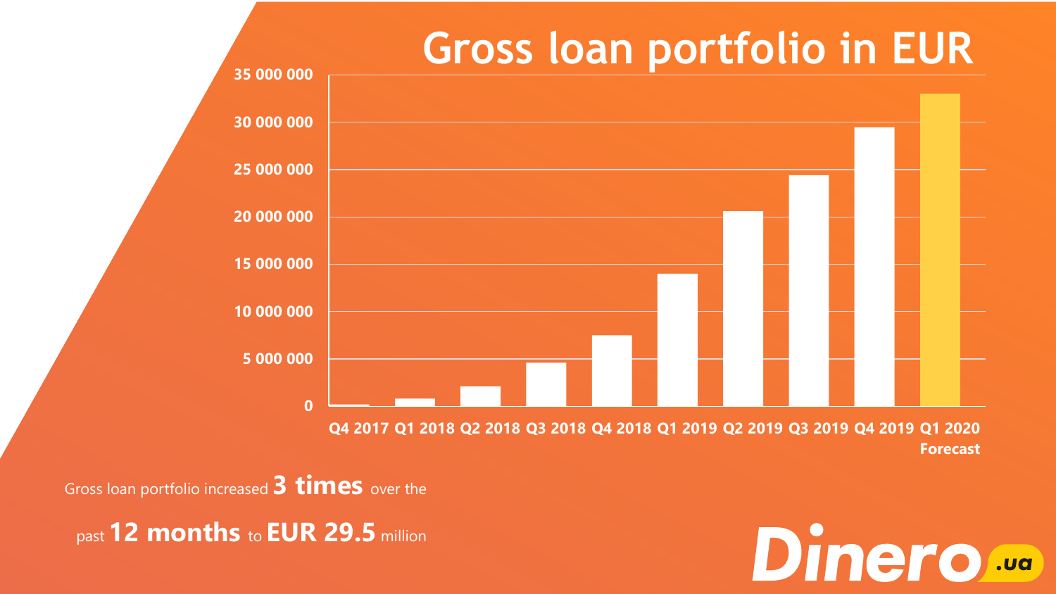# Gross loan portfolio in EUR

| Quarter | Gross loan portfolio (EUR, approx.) |
|---|---|
| Q4 2017 | ~200 000 |
| Q1 2018 | ~800 000 |
| Q2 2018 | ~2 100 000 |
| Q3 2018 | ~4 600 000 |
| Q4 2018 | ~7 500 000 |
| Q1 2019 | ~14 000 000 |
| Q2 2019 | ~20 600 000 |
| Q3 2019 | ~24 400 000 |
| Q4 2019 | ~29 500 000 |
| Q1 2020 Forecast | ~33 000 000 |

Gross loan portfolio increased **3 times** over the past **12 months** to **EUR 29.5** million

Dinero.ua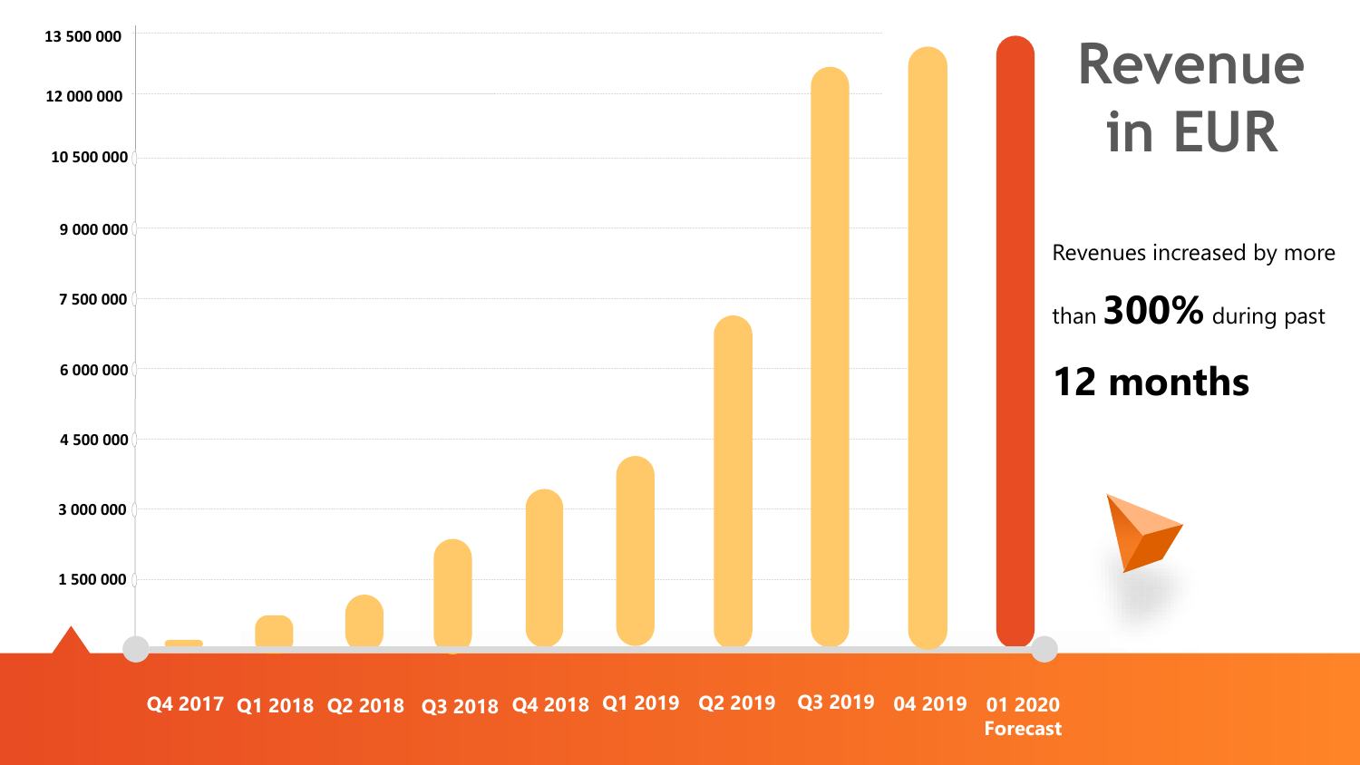# Revenue in EUR

Revenues increased by more than **300%** during past **12 months**

| Y-axis (EUR) |
|---|
| 13 500 000 |
| 12 000 000 |
| 10 500 000 |
| 9 000 000 |
| 7 500 000 |
| 6 000 000 |
| 4 500 000 |
| 3 000 000 |
| 1 500 000 |

Q4 2017 Q1 2018 Q2 2018 Q3 2018 Q4 2018 Q1 2019 Q2 2019 Q3 2019 04 2019 01 2020 Forecast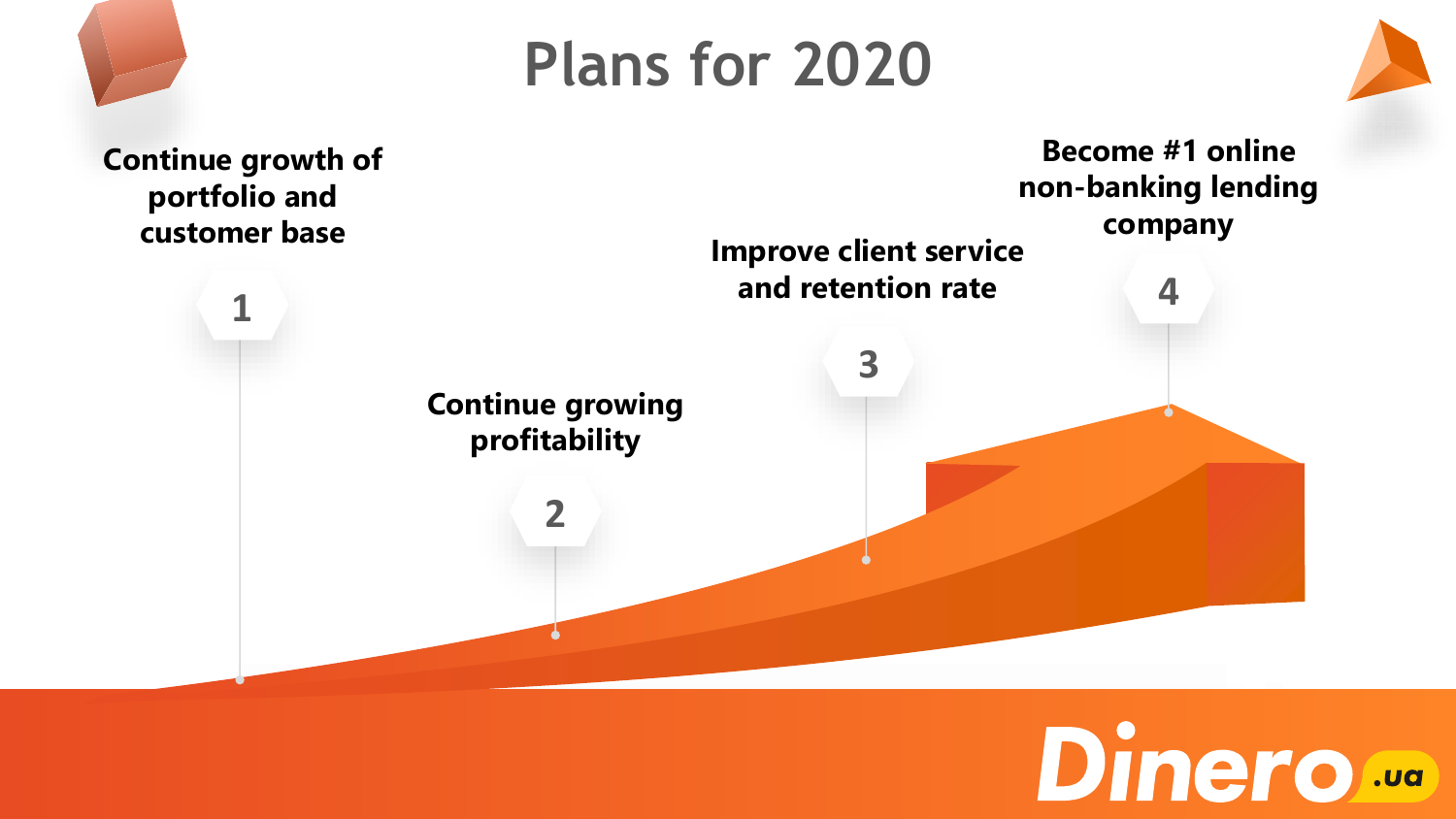# Plans for 2020

1. Continue growth of portfolio and customer base
2. Continue growing profitability
3. Improve client service and retention rate
4. Become #1 online non-banking lending company

Dinero.ua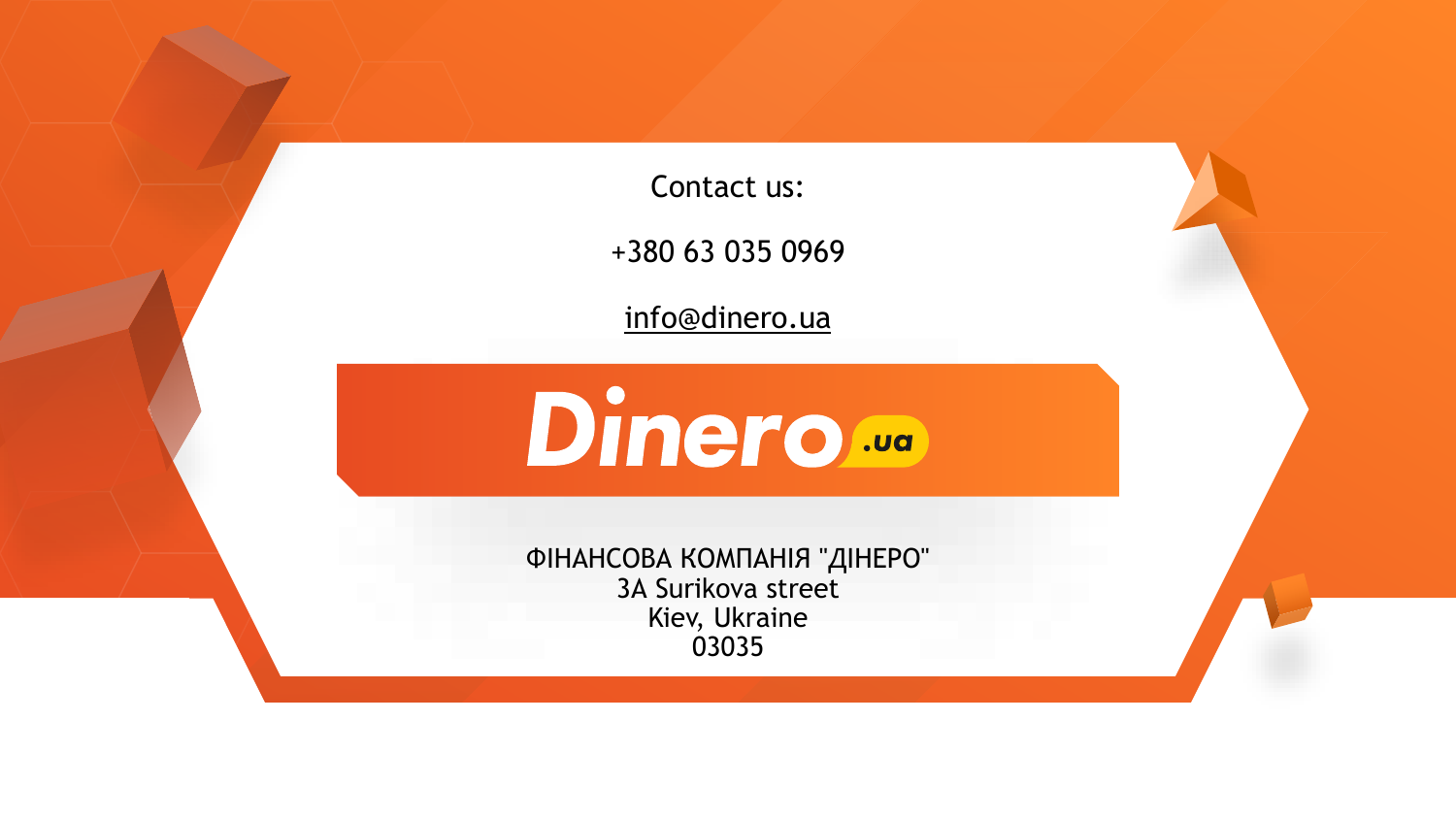Contact us:

+380 63 035 0969

info@dinero.ua

Dinero.ua

ФІНАНСОВА КОМПАНІЯ "ДІНЕРО"
3A Surikova street
Kiev, Ukraine
03035